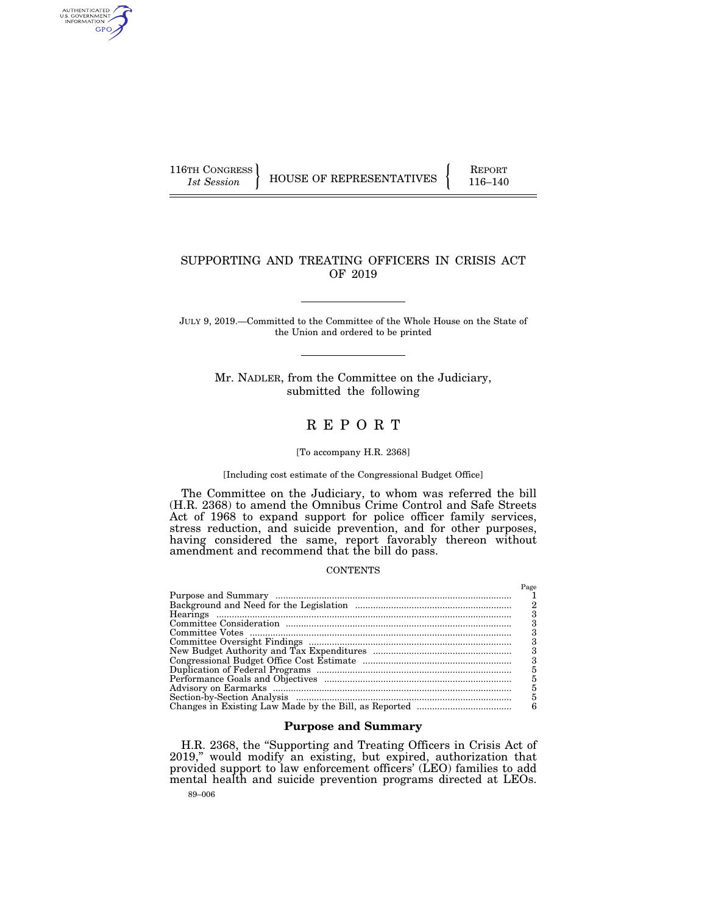116TH CONGRESS *1st Session* | HOUSE OF REPRESENTATIVES | REPORT 116–140

# SUPPORTING AND TREATING OFFICERS IN CRISIS ACT OF 2019

JULY 9, 2019.—Committed to the Committee of the Whole House on the State of the Union and ordered to be printed

Mr. NADLER, from the Committee on the Judiciary, submitted the following

# REPORT

[To accompany H.R. 2368]

[Including cost estimate of the Congressional Budget Office]

The Committee on the Judiciary, to whom was referred the bill (H.R. 2368) to amend the Omnibus Crime Control and Safe Streets Act of 1968 to expand support for police officer family services, stress reduction, and suicide prevention, and for other purposes, having considered the same, report favorably thereon without amendment and recommend that the bill do pass.

CONTENTS

| | Page |
|---|---|
| Purpose and Summary | 1 |
| Background and Need for the Legislation | 2 |
| Hearings | 3 |
| Committee Consideration | 3 |
| Committee Votes | 3 |
| Committee Oversight Findings | 3 |
| New Budget Authority and Tax Expenditures | 3 |
| Congressional Budget Office Cost Estimate | 3 |
| Duplication of Federal Programs | 5 |
| Performance Goals and Objectives | 5 |
| Advisory on Earmarks | 5 |
| Section-by-Section Analysis | 5 |
| Changes in Existing Law Made by the Bill, as Reported | 6 |

## Purpose and Summary

H.R. 2368, the "Supporting and Treating Officers in Crisis Act of 2019," would modify an existing, but expired, authorization that provided support to law enforcement officers' (LEO) families to add mental health and suicide prevention programs directed at LEOs.

89–006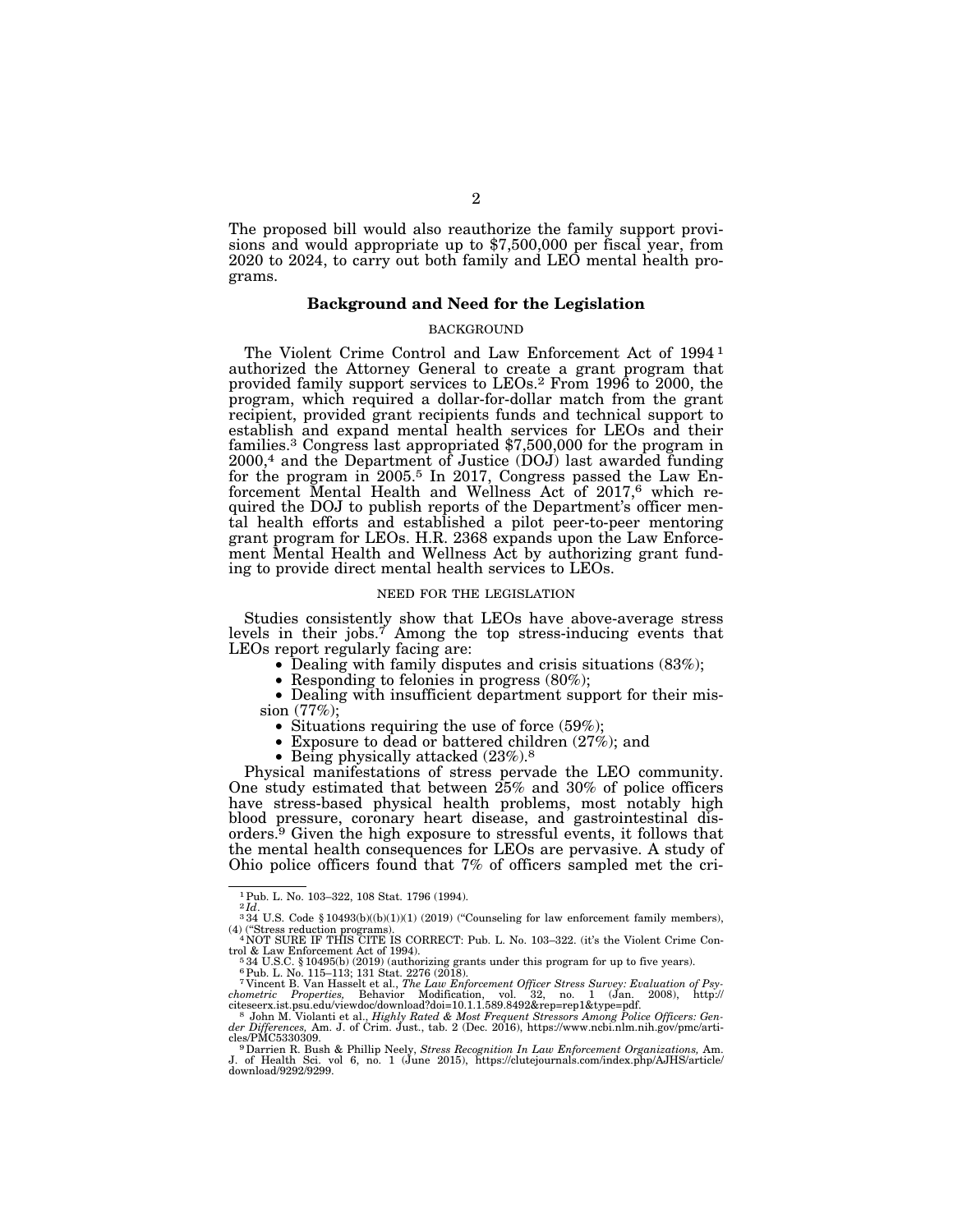The proposed bill would also reauthorize the family support provisions and would appropriate up to $7,500,000 per fiscal year, from 2020 to 2024, to carry out both family and LEO mental health programs.

## Background and Need for the Legislation

### BACKGROUND

The Violent Crime Control and Law Enforcement Act of 1994[1] authorized the Attorney General to create a grant program that provided family support services to LEOs.[2] From 1996 to 2000, the program, which required a dollar-for-dollar match from the grant recipient, provided grant recipients funds and technical support to establish and expand mental health services for LEOs and their families.[3] Congress last appropriated $7,500,000 for the program in 2000,[4] and the Department of Justice (DOJ) last awarded funding for the program in 2005.[5] In 2017, Congress passed the Law Enforcement Mental Health and Wellness Act of 2017,[6] which required the DOJ to publish reports of the Department's officer mental health efforts and established a pilot peer-to-peer mentoring grant program for LEOs. H.R. 2368 expands upon the Law Enforcement Mental Health and Wellness Act by authorizing grant funding to provide direct mental health services to LEOs.

### NEED FOR THE LEGISLATION

Studies consistently show that LEOs have above-average stress levels in their jobs.[7] Among the top stress-inducing events that LEOs report regularly facing are:

- Dealing with family disputes and crisis situations (83%);
- Responding to felonies in progress (80%);
- Dealing with insufficient department support for their mission (77%);
- Situations requiring the use of force (59%);
- Exposure to dead or battered children (27%); and
- Being physically attacked (23%).[8]

Physical manifestations of stress pervade the LEO community. One study estimated that between 25% and 30% of police officers have stress-based physical health problems, most notably high blood pressure, coronary heart disease, and gastrointestinal disorders.[9] Given the high exposure to stressful events, it follows that the mental health consequences for LEOs are pervasive. A study of Ohio police officers found that 7% of officers sampled met the cri-

---

[1] Pub. L. No. 103–322, 108 Stat. 1796 (1994).

[2] *Id.*

[3] 34 U.S. Code § 10493(b)((b)(1))(1) (2019) ("Counseling for law enforcement family members), (4) ("Stress reduction programs).

[4] NOT SURE IF THIS CITE IS CORRECT: Pub. L. No. 103–322. (it's the Violent Crime Control & Law Enforcement Act of 1994).

[5] 34 U.S.C. § 10495(b) (2019) (authorizing grants under this program for up to five years).

[6] Pub. L. No. 115–113; 131 Stat. 2276 (2018).

[7] Vincent B. Van Hasselt et al., *The Law Enforcement Officer Stress Survey: Evaluation of Psychometric Properties,* Behavior Modification, vol. 32, no. 1 (Jan. 2008), http://citeseerx.ist.psu.edu/viewdoc/download?doi=10.1.1.589.8492&rep=rep1&type=pdf.

[8] John M. Violanti et al., *Highly Rated & Most Frequent Stressors Among Police Officers: Gender Differences,* Am. J. of Crim. Just., tab. 2 (Dec. 2016), https://www.ncbi.nlm.nih.gov/pmc/articles/PMC5330309.

[9] Darrien R. Bush & Phillip Neely, *Stress Recognition In Law Enforcement Organizations,* Am. J. of Health Sci. vol 6, no. 1 (June 2015), https://clutejournals.com/index.php/AJHS/article/download/9292/9299.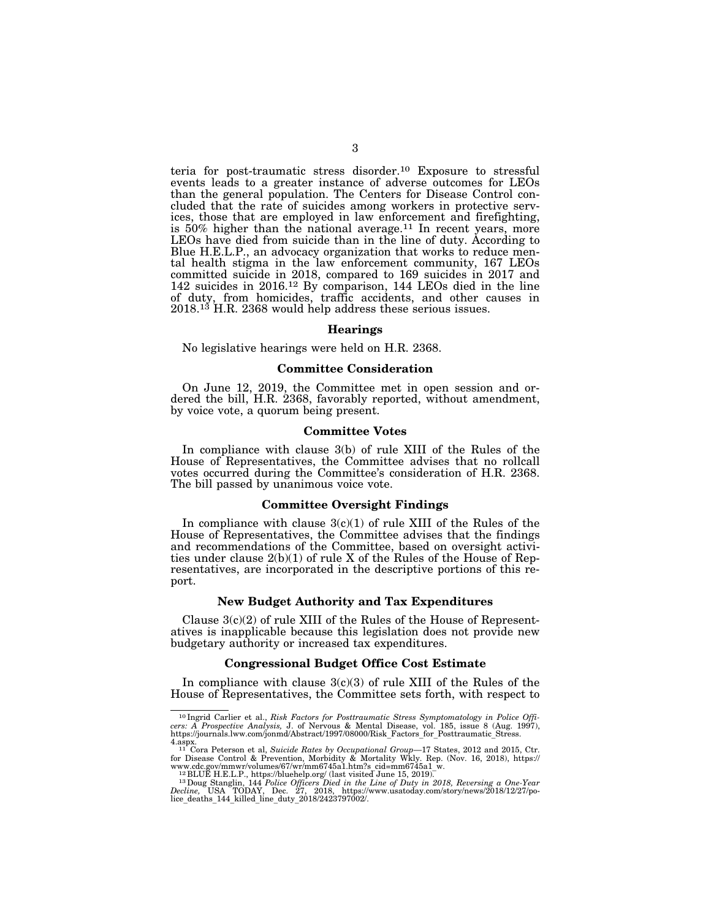teria for post-traumatic stress disorder.[10] Exposure to stressful events leads to a greater instance of adverse outcomes for LEOs than the general population. The Centers for Disease Control concluded that the rate of suicides among workers in protective services, those that are employed in law enforcement and firefighting, is 50% higher than the national average.[11] In recent years, more LEOs have died from suicide than in the line of duty. According to Blue H.E.L.P., an advocacy organization that works to reduce mental health stigma in the law enforcement community, 167 LEOs committed suicide in 2018, compared to 169 suicides in 2017 and 142 suicides in 2016.[12] By comparison, 144 LEOs died in the line of duty, from homicides, traffic accidents, and other causes in 2018.[13] H.R. 2368 would help address these serious issues.

## Hearings

No legislative hearings were held on H.R. 2368.

## Committee Consideration

On June 12, 2019, the Committee met in open session and ordered the bill, H.R. 2368, favorably reported, without amendment, by voice vote, a quorum being present.

## Committee Votes

In compliance with clause 3(b) of rule XIII of the Rules of the House of Representatives, the Committee advises that no rollcall votes occurred during the Committee's consideration of H.R. 2368. The bill passed by unanimous voice vote.

## Committee Oversight Findings

In compliance with clause 3(c)(1) of rule XIII of the Rules of the House of Representatives, the Committee advises that the findings and recommendations of the Committee, based on oversight activities under clause 2(b)(1) of rule X of the Rules of the House of Representatives, are incorporated in the descriptive portions of this report.

## New Budget Authority and Tax Expenditures

Clause 3(c)(2) of rule XIII of the Rules of the House of Representatives is inapplicable because this legislation does not provide new budgetary authority or increased tax expenditures.

## Congressional Budget Office Cost Estimate

In compliance with clause 3(c)(3) of rule XIII of the Rules of the House of Representatives, the Committee sets forth, with respect to

---

[10] Ingrid Carlier et al., *Risk Factors for Posttraumatic Stress Symptomatology in Police Officers: A Prospective Analysis,* J. of Nervous & Mental Disease, vol. 185, issue 8 (Aug. 1997), https://journals.lww.com/jonmd/Abstract/1997/08000/Risk_Factors_for_Posttraumatic_Stress.4.aspx.

[11] Cora Peterson et al, *Suicide Rates by Occupational Group—*17 States, 2012 and 2015, Ctr. for Disease Control & Prevention, Morbidity & Mortality Wkly. Rep. (Nov. 16, 2018), https://www.cdc.gov/mmwr/volumes/67/wr/mm6745a1.htm?s_cid=mm6745a1_w.

[12] BLUE H.E.L.P., https://bluehelp.org/ (last visited June 15, 2019).

[13] Doug Stanglin, 144 *Police Officers Died in the Line of Duty in 2018, Reversing a One-Year Decline,* USA TODAY, Dec. 27, 2018, https://www.usatoday.com/story/news/2018/12/27/police_deaths_144_killed_line_duty_2018/2423797002/.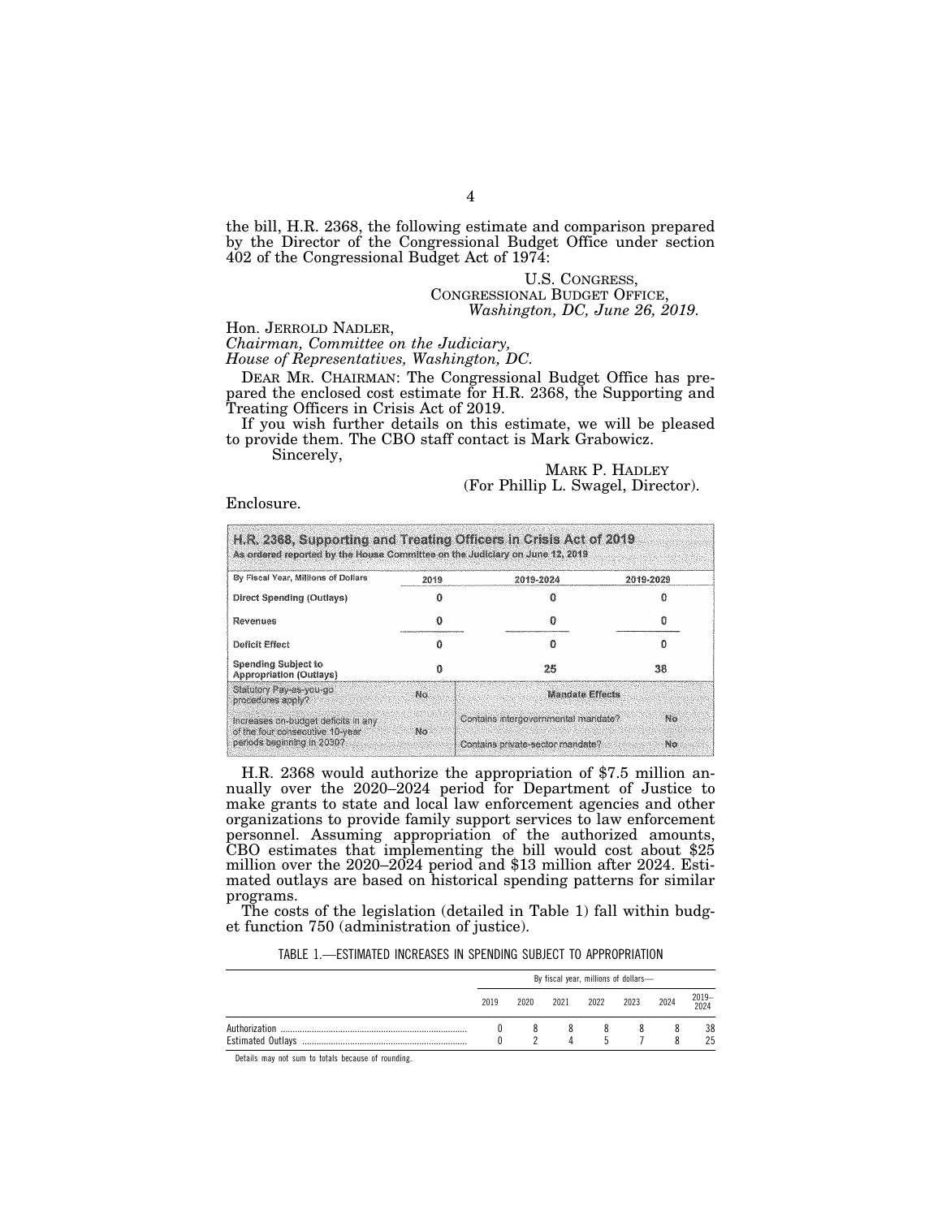the bill, H.R. 2368, the following estimate and comparison prepared by the Director of the Congressional Budget Office under section 402 of the Congressional Budget Act of 1974:

U.S. CONGRESS,
CONGRESSIONAL BUDGET OFFICE,
*Washington, DC, June 26, 2019.*

Hon. JERROLD NADLER,
*Chairman, Committee on the Judiciary,*
*House of Representatives, Washington, DC.*

DEAR MR. CHAIRMAN: The Congressional Budget Office has prepared the enclosed cost estimate for H.R. 2368, the Supporting and Treating Officers in Crisis Act of 2019.

If you wish further details on this estimate, we will be pleased to provide them. The CBO staff contact is Mark Grabowicz.

Sincerely,

MARK P. HADLEY
(For Phillip L. Swagel, Director).

Enclosure.

**H.R. 2368, Supporting and Treating Officers in Crisis Act of 2019**
As ordered reported by the House Committee on the Judiciary on June 12, 2019

| By Fiscal Year, Millions of Dollars | 2019 | 2019-2024 | 2019-2029 |
|---|---|---|---|
| Direct Spending (Outlays) | 0 | 0 | 0 |
| Revenues | 0 | 0 | 0 |
| Deficit Effect | 0 | 0 | 0 |
| Spending Subject to Appropriation (Outlays) | 0 | 25 | 38 |
| Statutory Pay-as-you-go procedures apply? | No | **Mandate Effects** | |
| Increases on-budget deficits in any of the four consecutive 10-year periods beginning in 2030? | No | Contains intergovernmental mandate? | No |
| | | Contains private-sector mandate? | No |

H.R. 2368 would authorize the appropriation of $7.5 million annually over the 2020–2024 period for Department of Justice to make grants to state and local law enforcement agencies and other organizations to provide family support services to law enforcement personnel. Assuming appropriation of the authorized amounts, CBO estimates that implementing the bill would cost about $25 million over the 2020–2024 period and $13 million after 2024. Estimated outlays are based on historical spending patterns for similar programs.

The costs of the legislation (detailed in Table 1) fall within budget function 750 (administration of justice).

TABLE 1.—ESTIMATED INCREASES IN SPENDING SUBJECT TO APPROPRIATION

| | By fiscal year, millions of dollars— | | | | | | |
|---|---|---|---|---|---|---|---|
| | 2019 | 2020 | 2021 | 2022 | 2023 | 2024 | 2019–2024 |
| Authorization | 0 | 8 | 8 | 8 | 8 | 8 | 38 |
| Estimated Outlays | 0 | 2 | 4 | 5 | 7 | 8 | 25 |

Details may not sum to totals because of rounding.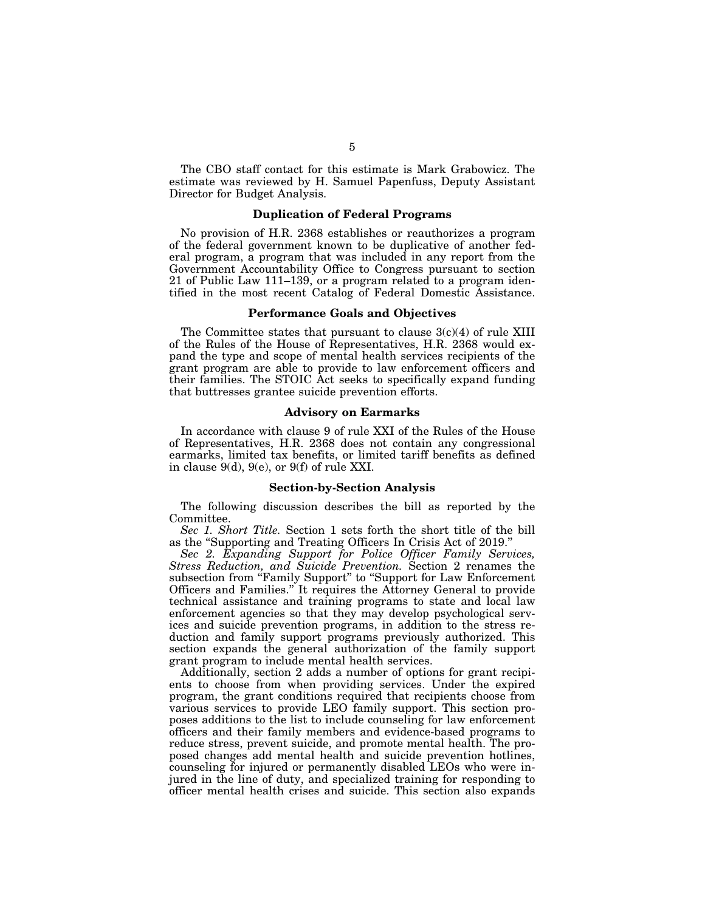The CBO staff contact for this estimate is Mark Grabowicz. The estimate was reviewed by H. Samuel Papenfuss, Deputy Assistant Director for Budget Analysis.

## Duplication of Federal Programs

No provision of H.R. 2368 establishes or reauthorizes a program of the federal government known to be duplicative of another federal program, a program that was included in any report from the Government Accountability Office to Congress pursuant to section 21 of Public Law 111–139, or a program related to a program identified in the most recent Catalog of Federal Domestic Assistance.

## Performance Goals and Objectives

The Committee states that pursuant to clause 3(c)(4) of rule XIII of the Rules of the House of Representatives, H.R. 2368 would expand the type and scope of mental health services recipients of the grant program are able to provide to law enforcement officers and their families. The STOIC Act seeks to specifically expand funding that buttresses grantee suicide prevention efforts.

## Advisory on Earmarks

In accordance with clause 9 of rule XXI of the Rules of the House of Representatives, H.R. 2368 does not contain any congressional earmarks, limited tax benefits, or limited tariff benefits as defined in clause 9(d), 9(e), or 9(f) of rule XXI.

## Section-by-Section Analysis

The following discussion describes the bill as reported by the Committee.

*Sec 1. Short Title.* Section 1 sets forth the short title of the bill as the "Supporting and Treating Officers In Crisis Act of 2019."

*Sec 2. Expanding Support for Police Officer Family Services, Stress Reduction, and Suicide Prevention.* Section 2 renames the subsection from "Family Support" to "Support for Law Enforcement Officers and Families." It requires the Attorney General to provide technical assistance and training programs to state and local law enforcement agencies so that they may develop psychological services and suicide prevention programs, in addition to the stress reduction and family support programs previously authorized. This section expands the general authorization of the family support grant program to include mental health services.

Additionally, section 2 adds a number of options for grant recipients to choose from when providing services. Under the expired program, the grant conditions required that recipients choose from various services to provide LEO family support. This section proposes additions to the list to include counseling for law enforcement officers and their family members and evidence-based programs to reduce stress, prevent suicide, and promote mental health. The proposed changes add mental health and suicide prevention hotlines, counseling for injured or permanently disabled LEOs who were injured in the line of duty, and specialized training for responding to officer mental health crises and suicide. This section also expands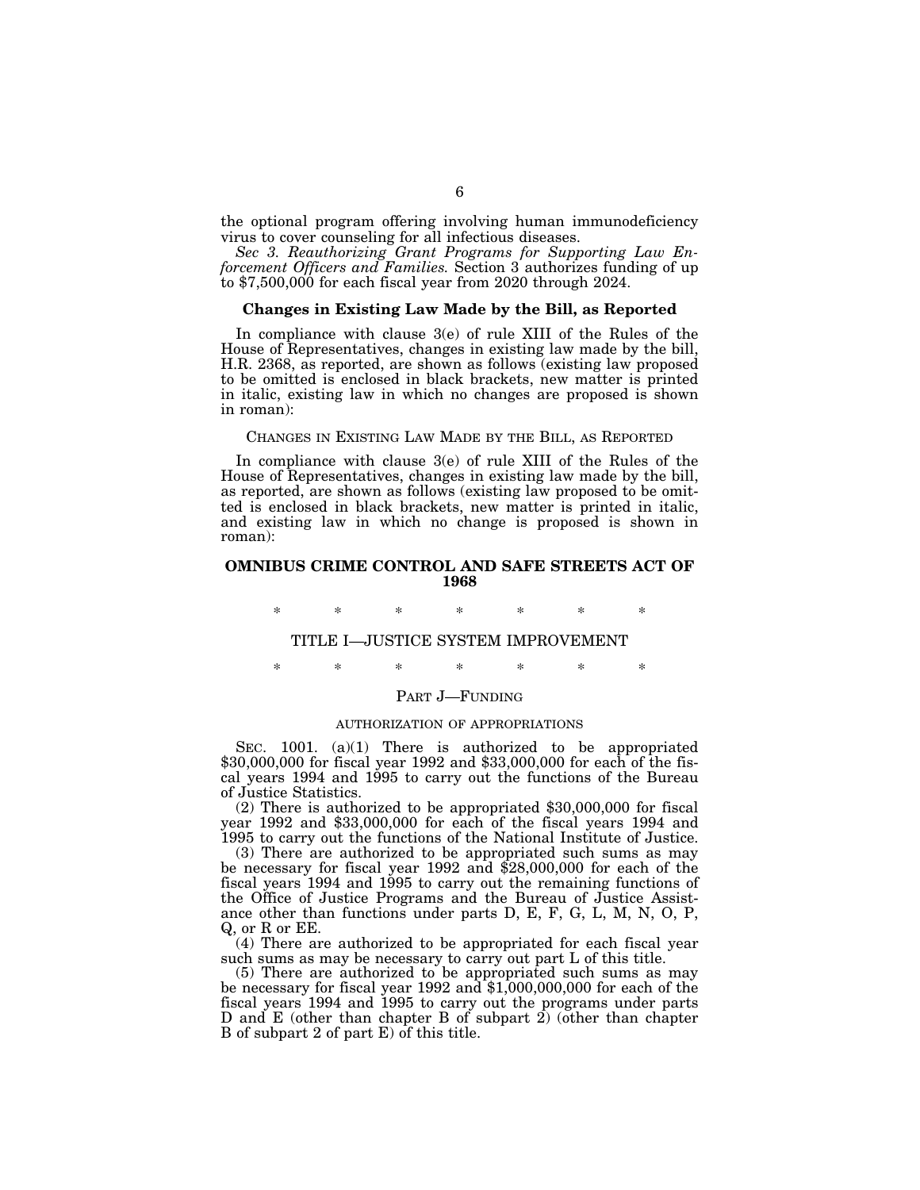the optional program offering involving human immunodeficiency virus to cover counseling for all infectious diseases.

*Sec 3. Reauthorizing Grant Programs for Supporting Law Enforcement Officers and Families.* Section 3 authorizes funding of up to $7,500,000 for each fiscal year from 2020 through 2024.

## Changes in Existing Law Made by the Bill, as Reported

In compliance with clause 3(e) of rule XIII of the Rules of the House of Representatives, changes in existing law made by the bill, H.R. 2368, as reported, are shown as follows (existing law proposed to be omitted is enclosed in black brackets, new matter is printed in italic, existing law in which no changes are proposed is shown in roman):

CHANGES IN EXISTING LAW MADE BY THE BILL, AS REPORTED

In compliance with clause 3(e) of rule XIII of the Rules of the House of Representatives, changes in existing law made by the bill, as reported, are shown as follows (existing law proposed to be omitted is enclosed in black brackets, new matter is printed in italic, and existing law in which no change is proposed is shown in roman):

## OMNIBUS CRIME CONTROL AND SAFE STREETS ACT OF 1968

\* \* \* \* \* \* \*

TITLE I—JUSTICE SYSTEM IMPROVEMENT

\* \* \* \* \* \* \*

PART J—FUNDING

AUTHORIZATION OF APPROPRIATIONS

SEC. 1001. (a)(1) There is authorized to be appropriated $30,000,000 for fiscal year 1992 and $33,000,000 for each of the fiscal years 1994 and 1995 to carry out the functions of the Bureau of Justice Statistics.

(2) There is authorized to be appropriated $30,000,000 for fiscal year 1992 and $33,000,000 for each of the fiscal years 1994 and 1995 to carry out the functions of the National Institute of Justice.

(3) There are authorized to be appropriated such sums as may be necessary for fiscal year 1992 and $28,000,000 for each of the fiscal years 1994 and 1995 to carry out the remaining functions of the Office of Justice Programs and the Bureau of Justice Assistance other than functions under parts D, E, F, G, L, M, N, O, P, Q, or R or EE.

(4) There are authorized to be appropriated for each fiscal year such sums as may be necessary to carry out part L of this title.

(5) There are authorized to be appropriated such sums as may be necessary for fiscal year 1992 and $1,000,000,000 for each of the fiscal years 1994 and 1995 to carry out the programs under parts D and E (other than chapter B of subpart 2) (other than chapter B of subpart 2 of part E) of this title.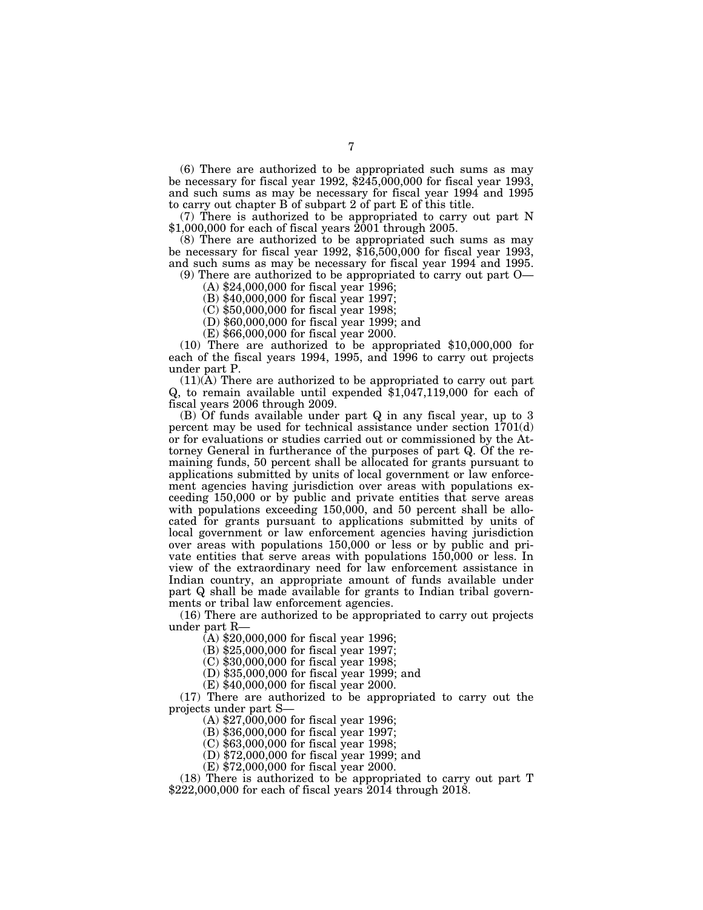(6) There are authorized to be appropriated such sums as may be necessary for fiscal year 1992, $245,000,000 for fiscal year 1993, and such sums as may be necessary for fiscal year 1994 and 1995 to carry out chapter B of subpart 2 of part E of this title.

(7) There is authorized to be appropriated to carry out part N $1,000,000 for each of fiscal years 2001 through 2005.

(8) There are authorized to be appropriated such sums as may be necessary for fiscal year 1992, $16,500,000 for fiscal year 1993, and such sums as may be necessary for fiscal year 1994 and 1995.

(9) There are authorized to be appropriated to carry out part O—

(A) $24,000,000 for fiscal year 1996;

(B) $40,000,000 for fiscal year 1997;

(C) $50,000,000 for fiscal year 1998;

(D) $60,000,000 for fiscal year 1999; and

(E) $66,000,000 for fiscal year 2000.

(10) There are authorized to be appropriated $10,000,000 for each of the fiscal years 1994, 1995, and 1996 to carry out projects under part P.

(11)(A) There are authorized to be appropriated to carry out part Q, to remain available until expended $1,047,119,000 for each of fiscal years 2006 through 2009.

(B) Of funds available under part Q in any fiscal year, up to 3 percent may be used for technical assistance under section 1701(d) or for evaluations or studies carried out or commissioned by the Attorney General in furtherance of the purposes of part Q. Of the remaining funds, 50 percent shall be allocated for grants pursuant to applications submitted by units of local government or law enforcement agencies having jurisdiction over areas with populations exceeding 150,000 or by public and private entities that serve areas with populations exceeding 150,000, and 50 percent shall be allocated for grants pursuant to applications submitted by units of local government or law enforcement agencies having jurisdiction over areas with populations 150,000 or less or by public and private entities that serve areas with populations 150,000 or less. In view of the extraordinary need for law enforcement assistance in Indian country, an appropriate amount of funds available under part Q shall be made available for grants to Indian tribal governments or tribal law enforcement agencies.

(16) There are authorized to be appropriated to carry out projects under part R—

(A) $20,000,000 for fiscal year 1996;

(B) $25,000,000 for fiscal year 1997;

(C) $30,000,000 for fiscal year 1998;

(D) $35,000,000 for fiscal year 1999; and

(E) $40,000,000 for fiscal year 2000.

(17) There are authorized to be appropriated to carry out the projects under part S—

(A) $27,000,000 for fiscal year 1996;

(B) $36,000,000 for fiscal year 1997;

(C) $63,000,000 for fiscal year 1998;

(D) $72,000,000 for fiscal year 1999; and

(E) $72,000,000 for fiscal year 2000.

(18) There is authorized to be appropriated to carry out part T $222,000,000 for each of fiscal years 2014 through 2018.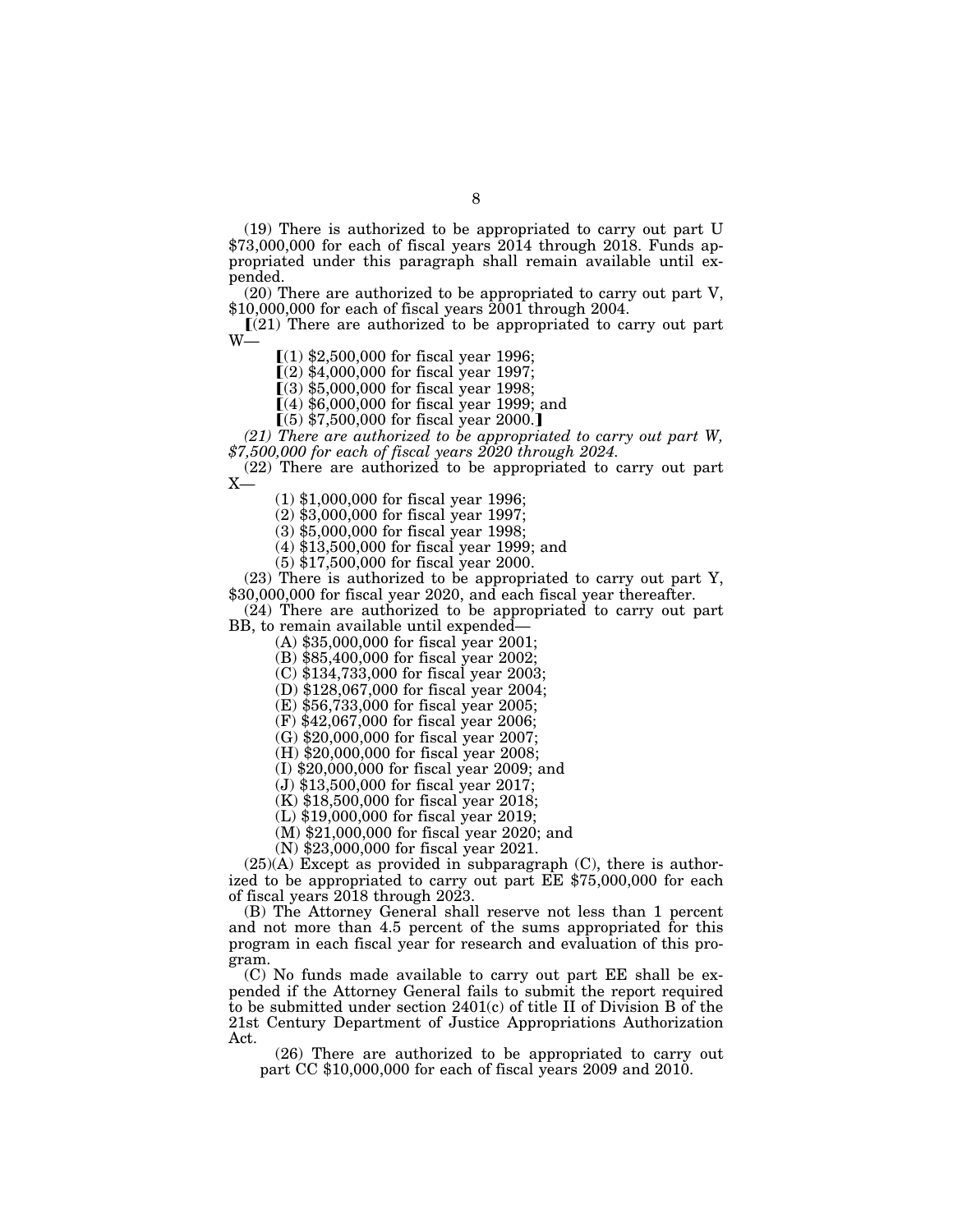(19) There is authorized to be appropriated to carry out part U $73,000,000 for each of fiscal years 2014 through 2018. Funds appropriated under this paragraph shall remain available until expended.

(20) There are authorized to be appropriated to carry out part V, $10,000,000 for each of fiscal years 2001 through 2004.

⟦(21) There are authorized to be appropriated to carry out part W—

⟦(1) $2,500,000 for fiscal year 1996;

⟦(2) $4,000,000 for fiscal year 1997;

⟦(3) $5,000,000 for fiscal year 1998;

⟦(4) $6,000,000 for fiscal year 1999; and

⟦(5) $7,500,000 for fiscal year 2000.⟧

*(21) There are authorized to be appropriated to carry out part W, $7,500,000 for each of fiscal years 2020 through 2024.*

(22) There are authorized to be appropriated to carry out part X—

(1) $1,000,000 for fiscal year 1996;

(2) $3,000,000 for fiscal year 1997;

(3) $5,000,000 for fiscal year 1998;

(4) $13,500,000 for fiscal year 1999; and

(5) $17,500,000 for fiscal year 2000.

(23) There is authorized to be appropriated to carry out part Y, $30,000,000 for fiscal year 2020, and each fiscal year thereafter.

(24) There are authorized to be appropriated to carry out part BB, to remain available until expended—

(A) $35,000,000 for fiscal year 2001;

(B) $85,400,000 for fiscal year 2002;

(C) $134,733,000 for fiscal year 2003;

(D) $128,067,000 for fiscal year 2004;

(E) $56,733,000 for fiscal year 2005;

(F) $42,067,000 for fiscal year 2006;

(G) $20,000,000 for fiscal year 2007;

(H) $20,000,000 for fiscal year 2008;

(I) $20,000,000 for fiscal year 2009; and

(J) $13,500,000 for fiscal year 2017;

(K) $18,500,000 for fiscal year 2018;

(L) $19,000,000 for fiscal year 2019;

(M) $21,000,000 for fiscal year 2020; and

(N) $23,000,000 for fiscal year 2021.

(25)(A) Except as provided in subparagraph (C), there is authorized to be appropriated to carry out part EE $75,000,000 for each of fiscal years 2018 through 2023.

(B) The Attorney General shall reserve not less than 1 percent and not more than 4.5 percent of the sums appropriated for this program in each fiscal year for research and evaluation of this program.

(C) No funds made available to carry out part EE shall be expended if the Attorney General fails to submit the report required to be submitted under section 2401(c) of title II of Division B of the 21st Century Department of Justice Appropriations Authorization Act.

(26) There are authorized to be appropriated to carry out part CC $10,000,000 for each of fiscal years 2009 and 2010.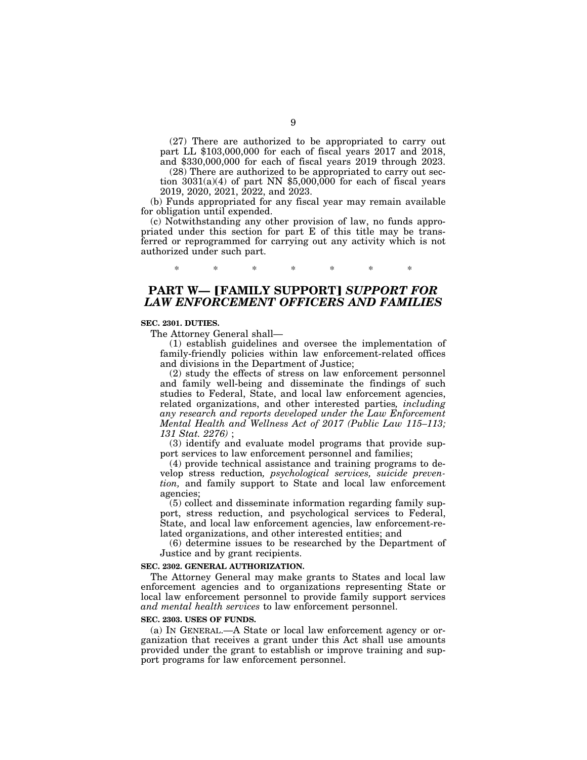(27) There are authorized to be appropriated to carry out part LL $103,000,000 for each of fiscal years 2017 and 2018, and $330,000,000 for each of fiscal years 2019 through 2023.

(28) There are authorized to be appropriated to carry out section 3031(a)(4) of part NN $5,000,000 for each of fiscal years 2019, 2020, 2021, 2022, and 2023.

(b) Funds appropriated for any fiscal year may remain available for obligation until expended.

(c) Notwithstanding any other provision of law, no funds appropriated under this section for part E of this title may be transferred or reprogrammed for carrying out any activity which is not authorized under such part.

\* \* \* \* \* \* \*

## PART W— [FAMILY SUPPORT] *SUPPORT FOR LAW ENFORCEMENT OFFICERS AND FAMILIES*

**SEC. 2301. DUTIES.**

The Attorney General shall—

(1) establish guidelines and oversee the implementation of family-friendly policies within law enforcement-related offices and divisions in the Department of Justice;

(2) study the effects of stress on law enforcement personnel and family well-being and disseminate the findings of such studies to Federal, State, and local law enforcement agencies, related organizations, and other interested parties*, including any research and reports developed under the Law Enforcement Mental Health and Wellness Act of 2017 (Public Law 115–113; 131 Stat. 2276)* ;

(3) identify and evaluate model programs that provide support services to law enforcement personnel and families;

(4) provide technical assistance and training programs to develop stress reduction*, psychological services, suicide prevention,* and family support to State and local law enforcement agencies;

(5) collect and disseminate information regarding family support, stress reduction, and psychological services to Federal, State, and local law enforcement agencies, law enforcement-related organizations, and other interested entities; and

(6) determine issues to be researched by the Department of Justice and by grant recipients.

**SEC. 2302. GENERAL AUTHORIZATION.**

The Attorney General may make grants to States and local law enforcement agencies and to organizations representing State or local law enforcement personnel to provide family support services *and mental health services* to law enforcement personnel.

**SEC. 2303. USES OF FUNDS.**

(a) IN GENERAL.—A State or local law enforcement agency or organization that receives a grant under this Act shall use amounts provided under the grant to establish or improve training and support programs for law enforcement personnel.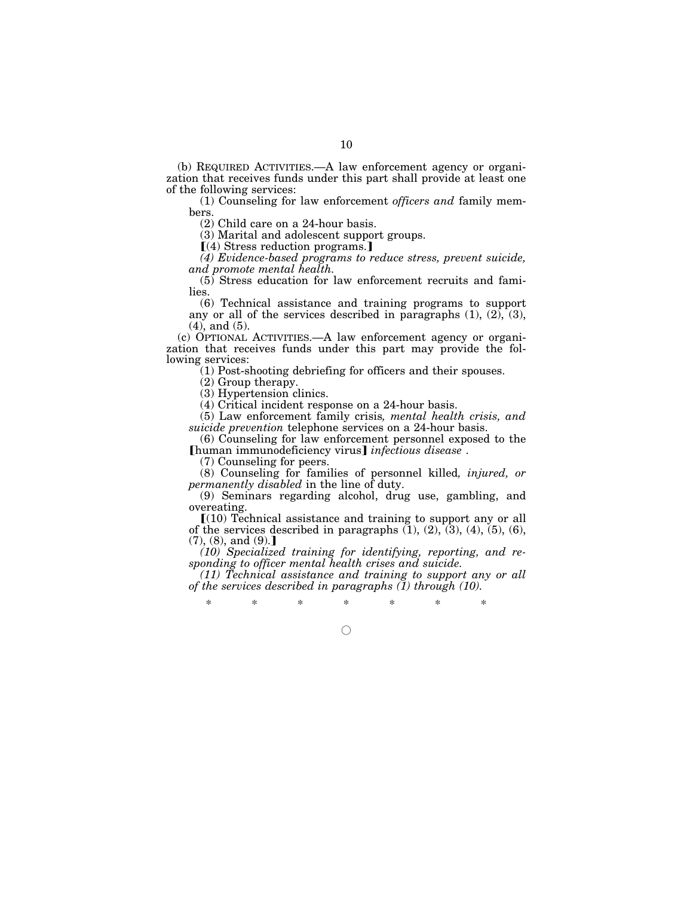(b) REQUIRED ACTIVITIES.—A law enforcement agency or organization that receives funds under this part shall provide at least one of the following services:

(1) Counseling for law enforcement *officers and* family members.

(2) Child care on a 24-hour basis.

(3) Marital and adolescent support groups.

⟦(4) Stress reduction programs.⟧

*(4) Evidence-based programs to reduce stress, prevent suicide, and promote mental health.*

(5) Stress education for law enforcement recruits and families.

(6) Technical assistance and training programs to support any or all of the services described in paragraphs (1), (2), (3), (4), and (5).

(c) OPTIONAL ACTIVITIES.—A law enforcement agency or organization that receives funds under this part may provide the following services:

(1) Post-shooting debriefing for officers and their spouses.

(2) Group therapy.

(3) Hypertension clinics.

(4) Critical incident response on a 24-hour basis.

(5) Law enforcement family crisis*, mental health crisis, and suicide prevention* telephone services on a 24-hour basis.

(6) Counseling for law enforcement personnel exposed to the ⟦human immunodeficiency virus⟧ *infectious disease* .

(7) Counseling for peers.

(8) Counseling for families of personnel killed*, injured, or permanently disabled* in the line of duty.

(9) Seminars regarding alcohol, drug use, gambling, and overeating.

⟦(10) Technical assistance and training to support any or all of the services described in paragraphs (1), (2), (3), (4), (5), (6), (7), (8), and (9).⟧

*(10) Specialized training for identifying, reporting, and responding to officer mental health crises and suicide.*

*(11) Technical assistance and training to support any or all of the services described in paragraphs (1) through (10).*

\* \* \* \* \* \* \*